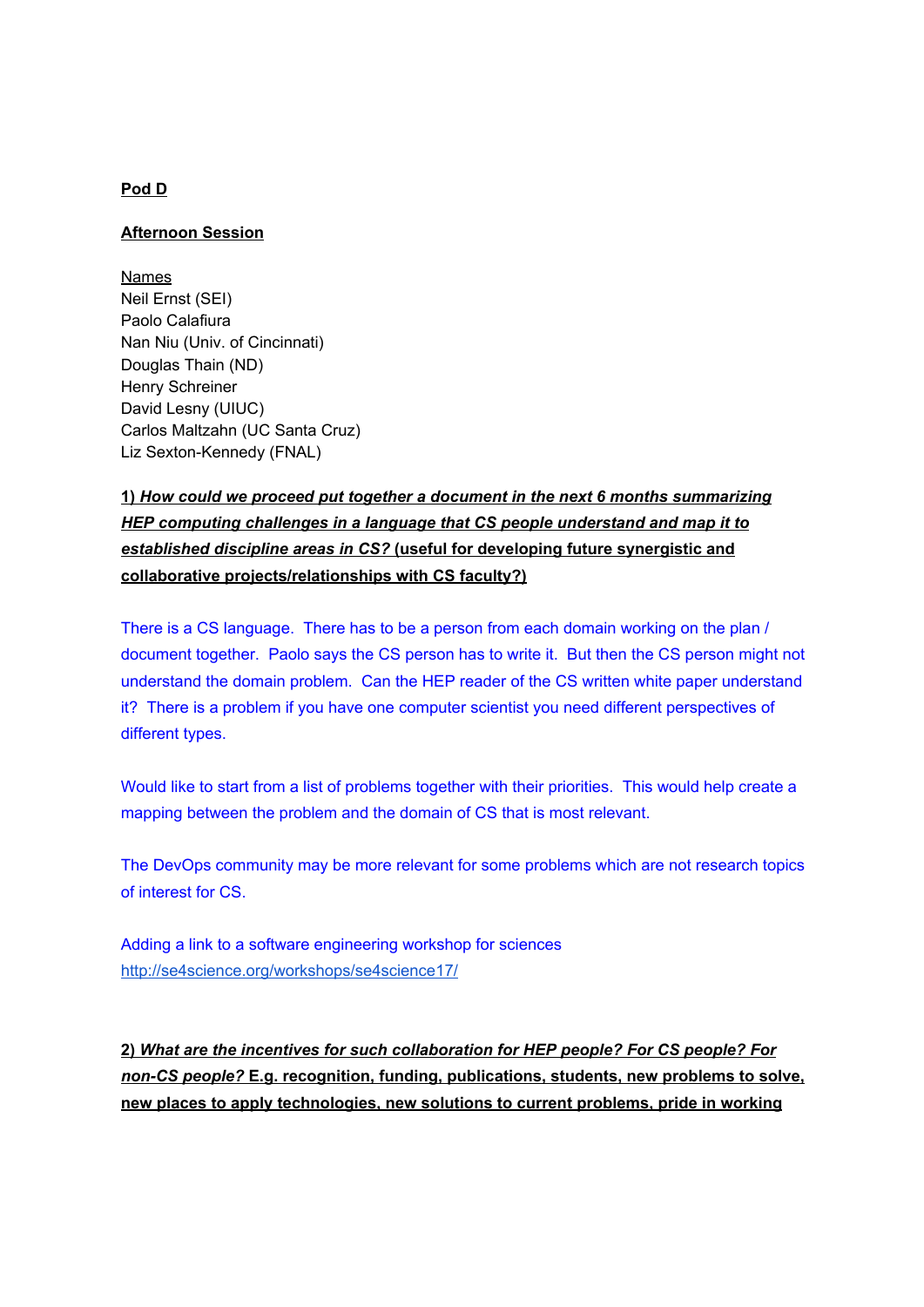**Pod D**

**Afternoon Session**

Names
Neil Ernst (SEI)
Paolo Calafiura
Nan Niu (Univ. of Cincinnati)
Douglas Thain (ND)
Henry Schreiner
David Lesny (UIUC)
Carlos Maltzahn (UC Santa Cruz)
Liz Sexton-Kennedy (FNAL)

**1) *How could we proceed put together a document in the next 6 months summarizing HEP computing challenges in a language that CS people understand and map it to established discipline areas in CS?* (useful for developing future synergistic and collaborative projects/relationships with CS faculty?)**

There is a CS language. There has to be a person from each domain working on the plan / document together. Paolo says the CS person has to write it. But then the CS person might not understand the domain problem. Can the HEP reader of the CS written white paper understand it? There is a problem if you have one computer scientist you need different perspectives of different types.

Would like to start from a list of problems together with their priorities. This would help create a mapping between the problem and the domain of CS that is most relevant.

The DevOps community may be more relevant for some problems which are not research topics of interest for CS.

Adding a link to a software engineering workshop for sciences
http://se4science.org/workshops/se4science17/

**2) *What are the incentives for such collaboration for HEP people? For CS people? For non-CS people?* E.g. recognition, funding, publications, students, new problems to solve, new places to apply technologies, new solutions to current problems, pride in working**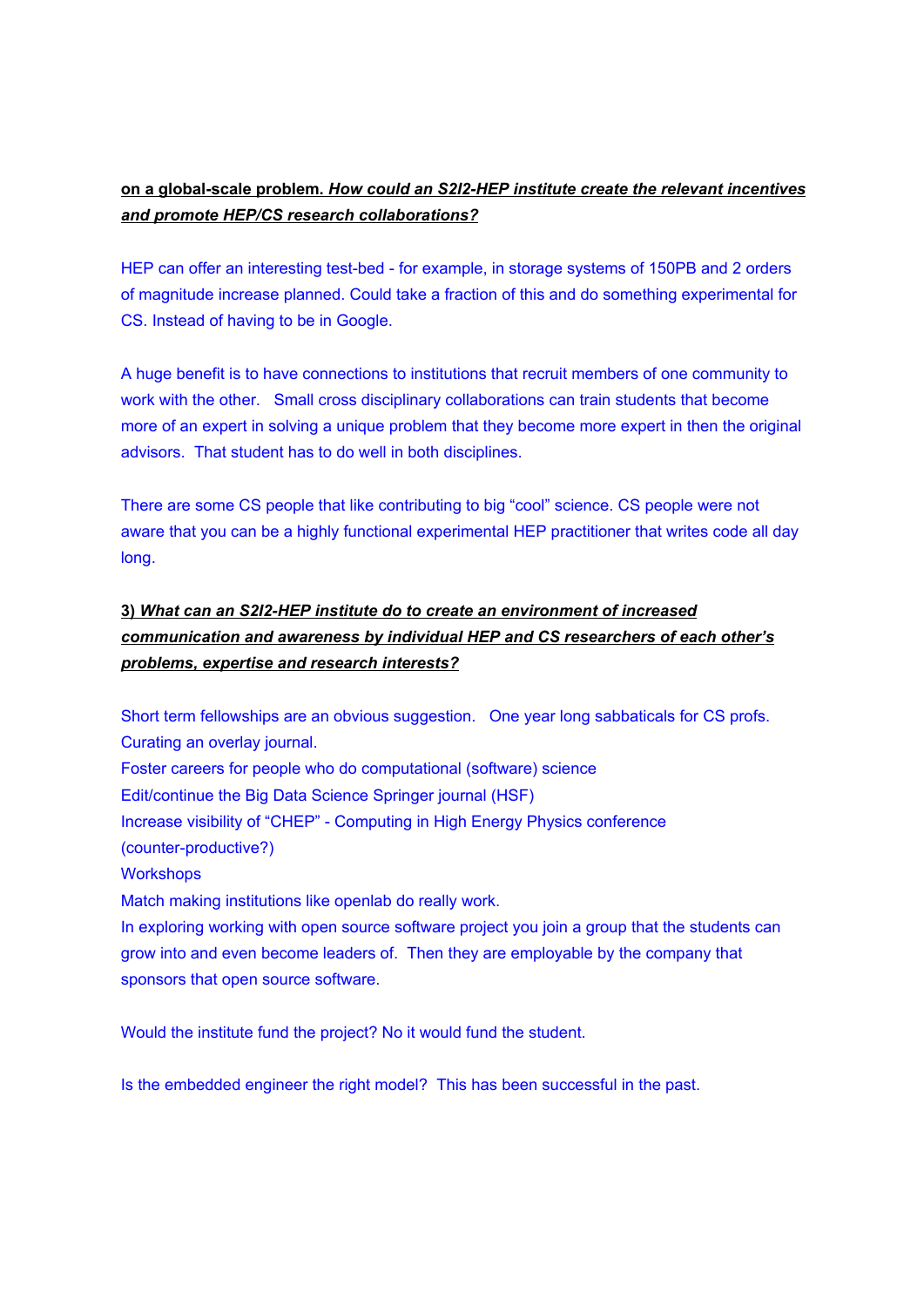**on a global-scale problem. *How could an S2I2-HEP institute create the relevant incentives and promote HEP/CS research collaborations?***

HEP can offer an interesting test-bed - for example, in storage systems of 150PB and 2 orders of magnitude increase planned. Could take a fraction of this and do something experimental for CS. Instead of having to be in Google.

A huge benefit is to have connections to institutions that recruit members of one community to work with the other. Small cross disciplinary collaborations can train students that become more of an expert in solving a unique problem that they become more expert in then the original advisors. That student has to do well in both disciplines.

There are some CS people that like contributing to big "cool" science. CS people were not aware that you can be a highly functional experimental HEP practitioner that writes code all day long.

**3) *What can an S2I2-HEP institute do to create an environment of increased communication and awareness by individual HEP and CS researchers of each other's problems, expertise and research interests?***

Short term fellowships are an obvious suggestion. One year long sabbaticals for CS profs.
Curating an overlay journal.
Foster careers for people who do computational (software) science
Edit/continue the Big Data Science Springer journal (HSF)
Increase visibility of "CHEP" - Computing in High Energy Physics conference (counter-productive?)
Workshops
Match making institutions like openlab do really work.
In exploring working with open source software project you join a group that the students can grow into and even become leaders of. Then they are employable by the company that sponsors that open source software.

Would the institute fund the project? No it would fund the student.

Is the embedded engineer the right model? This has been successful in the past.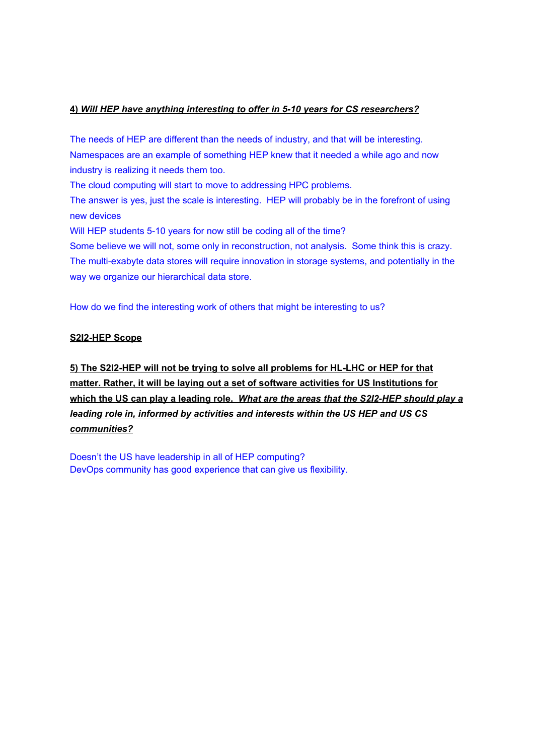**4) *Will HEP have anything interesting to offer in 5-10 years for CS researchers?***

The needs of HEP are different than the needs of industry, and that will be interesting.
Namespaces are an example of something HEP knew that it needed a while ago and now industry is realizing it needs them too.
The cloud computing will start to move to addressing HPC problems.
The answer is yes, just the scale is interesting. HEP will probably be in the forefront of using new devices
Will HEP students 5-10 years for now still be coding all of the time?
Some believe we will not, some only in reconstruction, not analysis. Some think this is crazy.
The multi-exabyte data stores will require innovation in storage systems, and potentially in the way we organize our hierarchical data store.

How do we find the interesting work of others that might be interesting to us?

**S2I2-HEP Scope**

**5) The S2I2-HEP will not be trying to solve all problems for HL-LHC or HEP for that matter. Rather, it will be laying out a set of software activities for US Institutions for which the US can play a leading role. *What are the areas that the S2I2-HEP should play a leading role in, informed by activities and interests within the US HEP and US CS communities?***

Doesn't the US have leadership in all of HEP computing?
DevOps community has good experience that can give us flexibility.